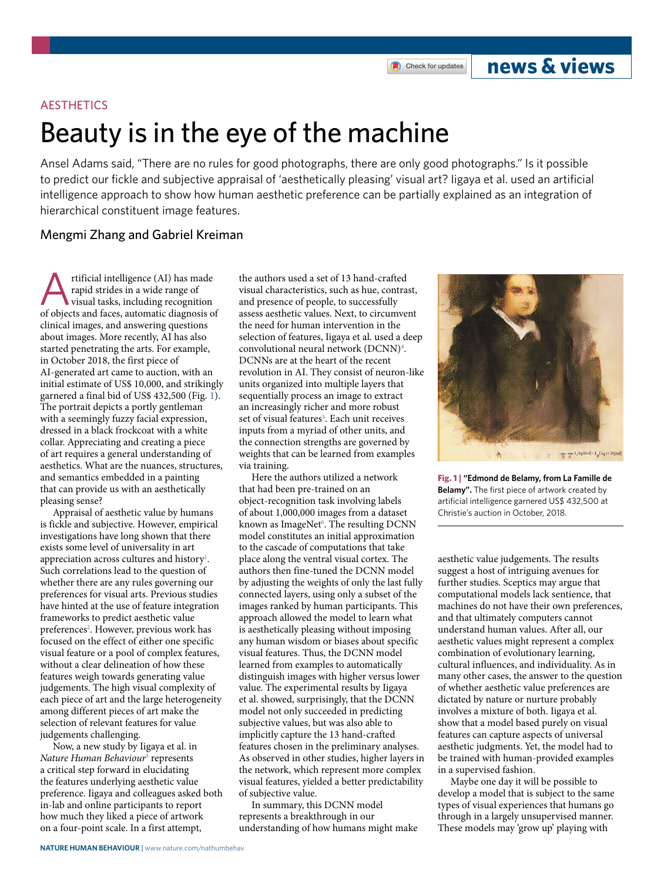AESTHETICS

# Beauty is in the eye of the machine

Ansel Adams said, "There are no rules for good photographs, there are only good photographs." Is it possible to predict our fickle and subjective appraisal of 'aesthetically pleasing' visual art? Iigaya et al. used an artificial intelligence approach to show how human aesthetic preference can be partially explained as an integration of hierarchical constituent image features.

Mengmi Zhang and Gabriel Kreiman

Artificial intelligence (AI) has made rapid strides in a wide range of visual tasks, including recognition of objects and faces, automatic diagnosis of clinical images, and answering questions about images. More recently, AI has also started penetrating the arts. For example, in October 2018, the first piece of AI-generated art came to auction, with an initial estimate of US$ 10,000, and strikingly garnered a final bid of US$ 432,500 (Fig. 1). The portrait depicts a portly gentleman with a seemingly fuzzy facial expression, dressed in a black frockcoat with a white collar. Appreciating and creating a piece of art requires a general understanding of aesthetics. What are the nuances, structures, and semantics embedded in a painting that can provide us with an aesthetically pleasing sense?

Appraisal of aesthetic value by humans is fickle and subjective. However, empirical investigations have long shown that there exists some level of universality in art appreciation across cultures and history[1]. Such correlations lead to the question of whether there are any rules governing our preferences for visual arts. Previous studies have hinted at the use of feature integration frameworks to predict aesthetic value preferences[2]. However, previous work has focused on the effect of either one specific visual feature or a pool of complex features, without a clear delineation of how these features weigh towards generating value judgements. The high visual complexity of each piece of art and the large heterogeneity among different pieces of art make the selection of relevant features for value judgements challenging.

Now, a new study by Iigaya et al. in *Nature Human Behaviour*[3] represents a critical step forward in elucidating the features underlying aesthetic value preference. Iigaya and colleagues asked both in-lab and online participants to report how much they liked a piece of artwork on a four-point scale. In a first attempt, the authors used a set of 13 hand-crafted visual characteristics, such as hue, contrast, and presence of people, to successfully assess aesthetic values. Next, to circumvent the need for human intervention in the selection of features, Iigaya et al. used a deep convolutional neural network (DCNN)[4]. DCNNs are at the heart of the recent revolution in AI. They consist of neuron-like units organized into multiple layers that sequentially process an image to extract an increasingly richer and more robust set of visual features[5]. Each unit receives inputs from a myriad of other units, and the connection strengths are governed by weights that can be learned from examples via training.

Here the authors utilized a network that had been pre-trained on an object-recognition task involving labels of about 1,000,000 images from a dataset known as ImageNet[6]. The resulting DCNN model constitutes an initial approximation to the cascade of computations that take place along the ventral visual cortex. The authors then fine-tuned the DCNN model by adjusting the weights of only the last fully connected layers, using only a subset of the images ranked by human participants. This approach allowed the model to learn what is aesthetically pleasing without imposing any human wisdom or biases about specific visual features. Thus, the DCNN model learned from examples to automatically distinguish images with higher versus lower value. The experimental results by Iigaya et al. showed, surprisingly, that the DCNN model not only succeeded in predicting subjective values, but was also able to implicitly capture the 13 hand-crafted features chosen in the preliminary analyses. As observed in other studies, higher layers in the network, which represent more complex visual features, yielded a better predictability of subjective value.

In summary, this DCNN model represents a breakthrough in our understanding of how humans might make aesthetic value judgements. The results suggest a host of intriguing avenues for further studies. Sceptics may argue that computational models lack sentience, that machines do not have their own preferences, and that ultimately computers cannot understand human values. After all, our aesthetic values might represent a complex combination of evolutionary learning, cultural influences, and individuality. As in many other cases, the answer to the question of whether aesthetic value preferences are dictated by nature or nurture probably involves a mixture of both. Iigaya et al. show that a model based purely on visual features can capture aspects of universal aesthetic judgments. Yet, the model had to be trained with human-provided examples in a supervised fashion.

Maybe one day it will be possible to develop a model that is subject to the same types of visual experiences that humans go through in a largely unsupervised manner. These models may 'grow up' playing with

**Fig. 1 | "Edmond de Belamy, from La Famille de Belamy".** The first piece of artwork created by artificial intelligence garnered US$ 432,500 at Christie's auction in October, 2018.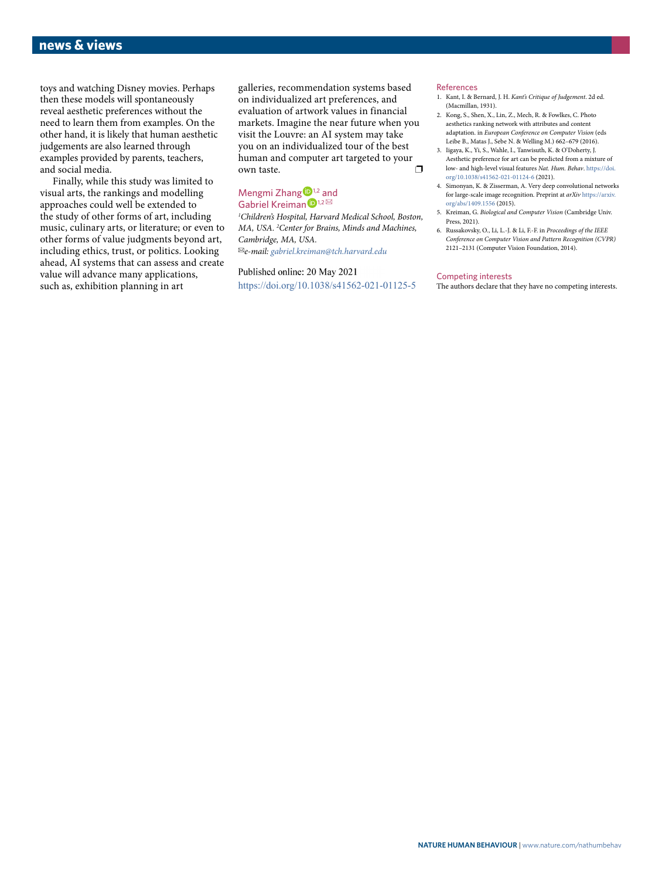toys and watching Disney movies. Perhaps then these models will spontaneously reveal aesthetic preferences without the need to learn them from examples. On the other hand, it is likely that human aesthetic judgements are also learned through examples provided by parents, teachers, and social media.

Finally, while this study was limited to visual arts, the rankings and modelling approaches could well be extended to the study of other forms of art, including music, culinary arts, or literature; or even to other forms of value judgments beyond art, including ethics, trust, or politics. Looking ahead, AI systems that can assess and create value will advance many applications, such as, exhibition planning in art galleries, recommendation systems based on individualized art preferences, and evaluation of artwork values in financial markets. Imagine the near future when you visit the Louvre: an AI system may take you on an individualized tour of the best human and computer art targeted to your own taste. ❐

**Mengmi Zhang**[1,2] **and Gabriel Kreiman**[1,2] ✉

[1]*Children's Hospital, Harvard Medical School, Boston, MA, USA.* [2]*Center for Brains, Minds and Machines, Cambridge, MA, USA.*

✉*e-mail: gabriel.kreiman@tch.harvard.edu*

Published online: 20 May 2021
https://doi.org/10.1038/s41562-021-01125-5

## References

1. Kant, I. & Bernard, J. H. *Kant's Critique of Judgement*. 2d ed. (Macmillan, 1931).
2. Kong, S., Shen, X., Lin, Z., Mech, R. & Fowlkes, C. Photo aesthetics ranking network with attributes and content adaptation. in *European Conference on Computer Vision* (eds Leibe B., Matas J., Sebe N. & Welling M.) 662–679 (2016).
3. Iigaya, K., Yi, S., Wahle, I., Tanwisuth, K. & O'Doherty, J. Aesthetic preference for art can be predicted from a mixture of low- and high-level visual features *Nat. Hum. Behav*. https://doi.org/10.1038/s41562-021-01124-6 (2021).
4. Simonyan, K. & Zisserman, A. Very deep convolutional networks for large-scale image recognition. Preprint at *arXiv* https://arxiv.org/abs/1409.1556 (2015).
5. Kreiman, G. *Biological and Computer Vision* (Cambridge Univ. Press, 2021).
6. Russakovsky, O., Li, L.-J. & Li, F.-F. in *Proceedings of the IEEE Conference on Computer Vision and Pattern Recognition (CVPR)* 2121–2131 (Computer Vision Foundation, 2014).

## Competing interests

The authors declare that they have no competing interests.